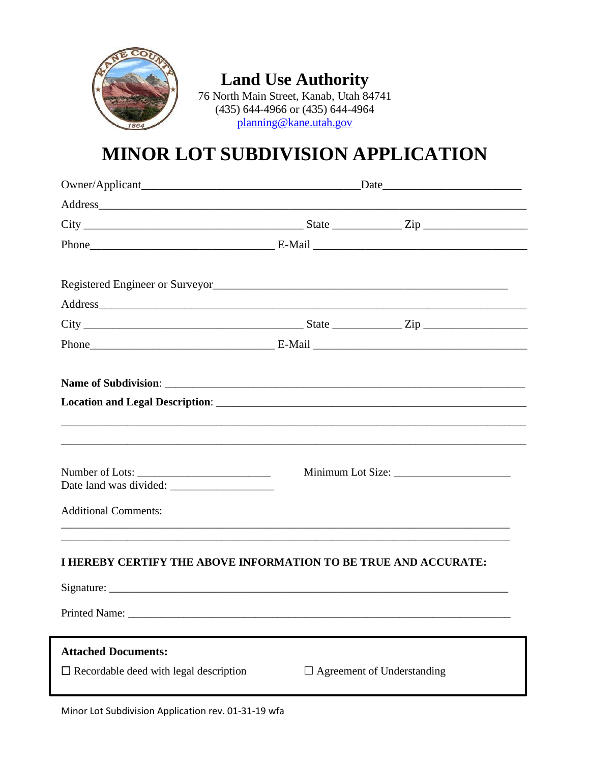# Land Use Authority

76 North Main Street, Kanab, Utah 84741
(435) 644-4966 or (435) 644-4964
planning@kane.utah.gov

# MINOR LOT SUBDIVISION APPLICATION

Owner/Applicant_______________________________________Date________________________

Address___________________________________________________________________________

City _______________________________________ State ____________ Zip __________________

Phone________________________________ E-Mail ______________________________________

Registered Engineer or Surveyor____________________________________________________

Address___________________________________________________________________________

City _______________________________________ State ____________ Zip __________________

Phone________________________________ E-Mail ______________________________________

**Name of Subdivision**: ___________________________________________________________

**Location and Legal Description**: _________________________________________________

__________________________________________________________________________________

__________________________________________________________________________________

Number of Lots: _______________________ Minimum Lot Size: ____________________

Date land was divided: __________________

Additional Comments:

__________________________________________________________________________________

__________________________________________________________________________________

**I HEREBY CERTIFY THE ABOVE INFORMATION TO BE TRUE AND ACCURATE:**

Signature: _______________________________________________________________________

Printed Name: ____________________________________________________________________

**Attached Documents:**

☐ Recordable deed with legal description ☐ Agreement of Understanding

Minor Lot Subdivision Application rev. 01-31-19 wfa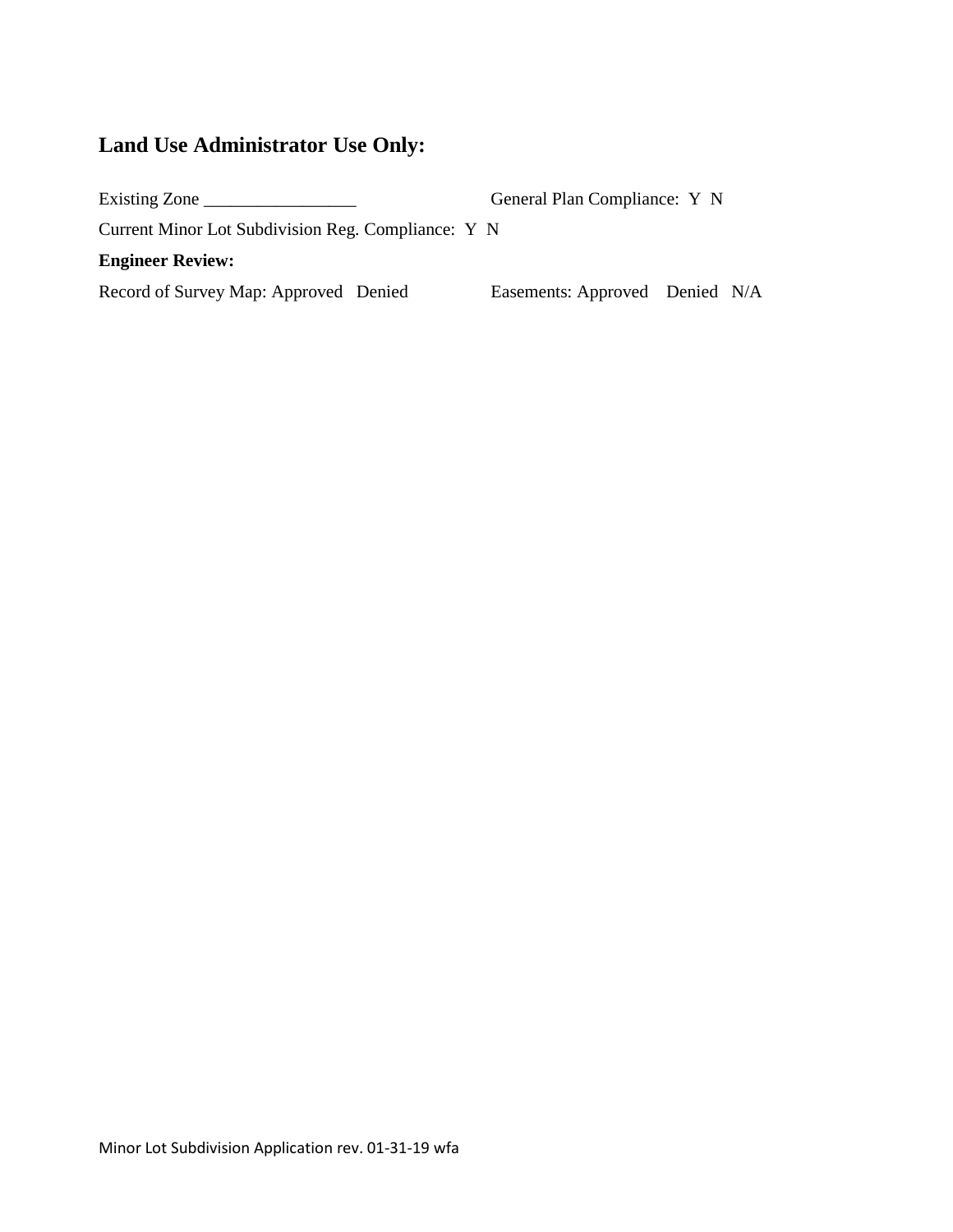## Land Use Administrator Use Only:

Existing Zone _________________ General Plan Compliance: Y N

Current Minor Lot Subdivision Reg. Compliance: Y N

**Engineer Review:**

Record of Survey Map: Approved Denied Easements: Approved Denied N/A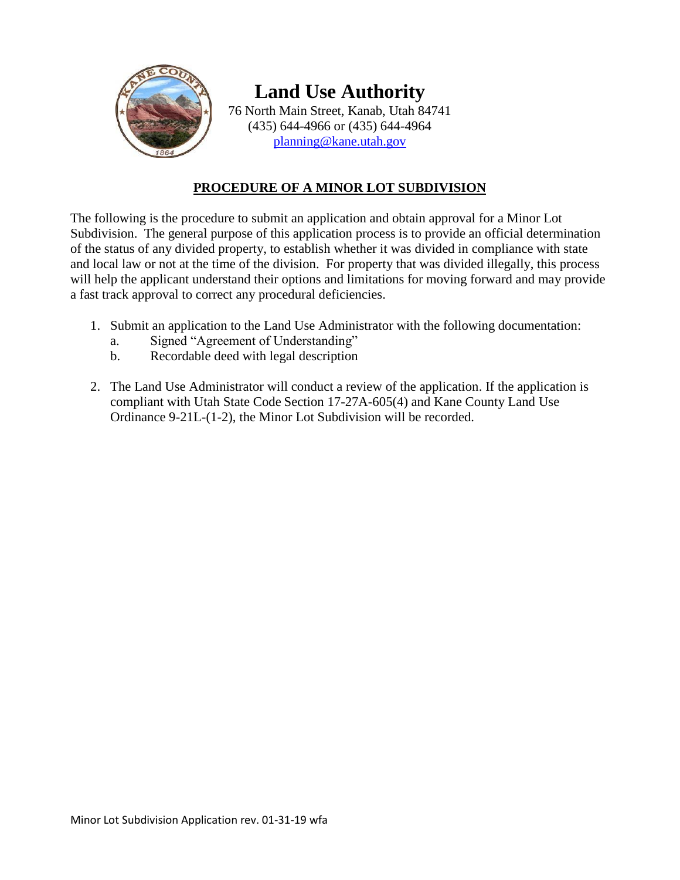# Land Use Authority

76 North Main Street, Kanab, Utah 84741
(435) 644-4966 or (435) 644-4964
planning@kane.utah.gov

## PROCEDURE OF A MINOR LOT SUBDIVISION

The following is the procedure to submit an application and obtain approval for a Minor Lot Subdivision. The general purpose of this application process is to provide an official determination of the status of any divided property, to establish whether it was divided in compliance with state and local law or not at the time of the division. For property that was divided illegally, this process will help the applicant understand their options and limitations for moving forward and may provide a fast track approval to correct any procedural deficiencies.

1. Submit an application to the Land Use Administrator with the following documentation:
   a. Signed "Agreement of Understanding"
   b. Recordable deed with legal description

2. The Land Use Administrator will conduct a review of the application. If the application is compliant with Utah State Code Section 17-27A-605(4) and Kane County Land Use Ordinance 9-21L-(1-2), the Minor Lot Subdivision will be recorded.

Minor Lot Subdivision Application rev. 01-31-19 wfa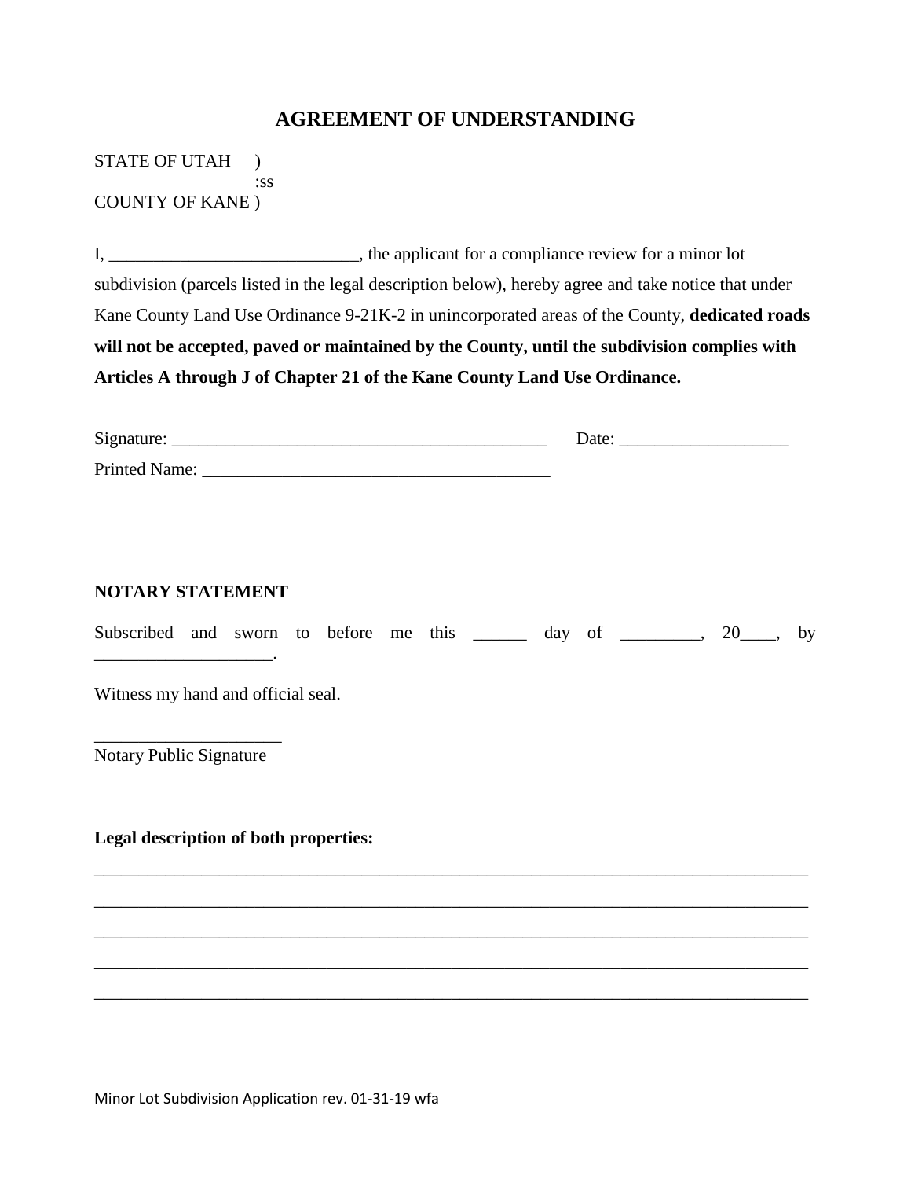# AGREEMENT OF UNDERSTANDING

STATE OF UTAH )
:ss
COUNTY OF KANE )

I, ___________________________, the applicant for a compliance review for a minor lot subdivision (parcels listed in the legal description below), hereby agree and take notice that under Kane County Land Use Ordinance 9-21K-2 in unincorporated areas of the County, **dedicated roads will not be accepted, paved or maintained by the County, until the subdivision complies with Articles A through J of Chapter 21 of the Kane County Land Use Ordinance.**

Signature: _________________________________________ Date: ___________________

Printed Name: _______________________________________

**NOTARY STATEMENT**

Subscribed and sworn to before me this ______ day of _________, 20____, by ___________________.

Witness my hand and official seal.

_____________________
Notary Public Signature

**Legal description of both properties:**

_________________________________________________________________________________

_________________________________________________________________________________

_________________________________________________________________________________

_________________________________________________________________________________

_________________________________________________________________________________

Minor Lot Subdivision Application rev. 01-31-19 wfa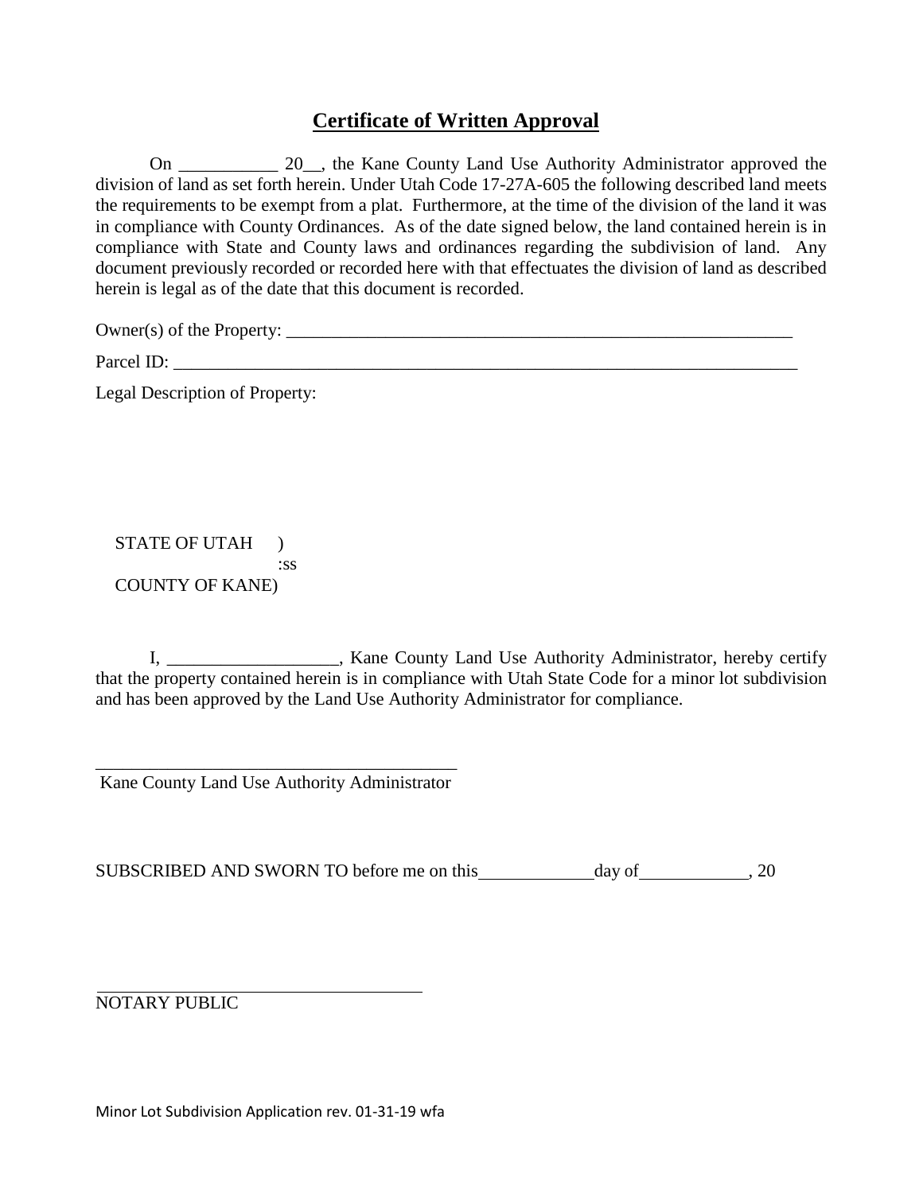# **Certificate of Written Approval**

On ___________ 20__, the Kane County Land Use Authority Administrator approved the division of land as set forth herein. Under Utah Code 17-27A-605 the following described land meets the requirements to be exempt from a plat. Furthermore, at the time of the division of the land it was in compliance with County Ordinances. As of the date signed below, the land contained herein is in compliance with State and County laws and ordinances regarding the subdivision of land. Any document previously recorded or recorded here with that effectuates the division of land as described herein is legal as of the date that this document is recorded.

Owner(s) of the Property: ___________________________________________________________

Parcel ID: ________________________________________________________________________

Legal Description of Property:

STATE OF UTAH )
:ss
COUNTY OF KANE)

I, ___________________, Kane County Land Use Authority Administrator, hereby certify that the property contained herein is in compliance with Utah State Code for a minor lot subdivision and has been approved by the Land Use Authority Administrator for compliance.

_________________________________________
Kane County Land Use Authority Administrator

SUBSCRIBED AND SWORN TO before me on this_____________day of____________, 20

_____________________________________
NOTARY PUBLIC

Minor Lot Subdivision Application rev. 01-31-19 wfa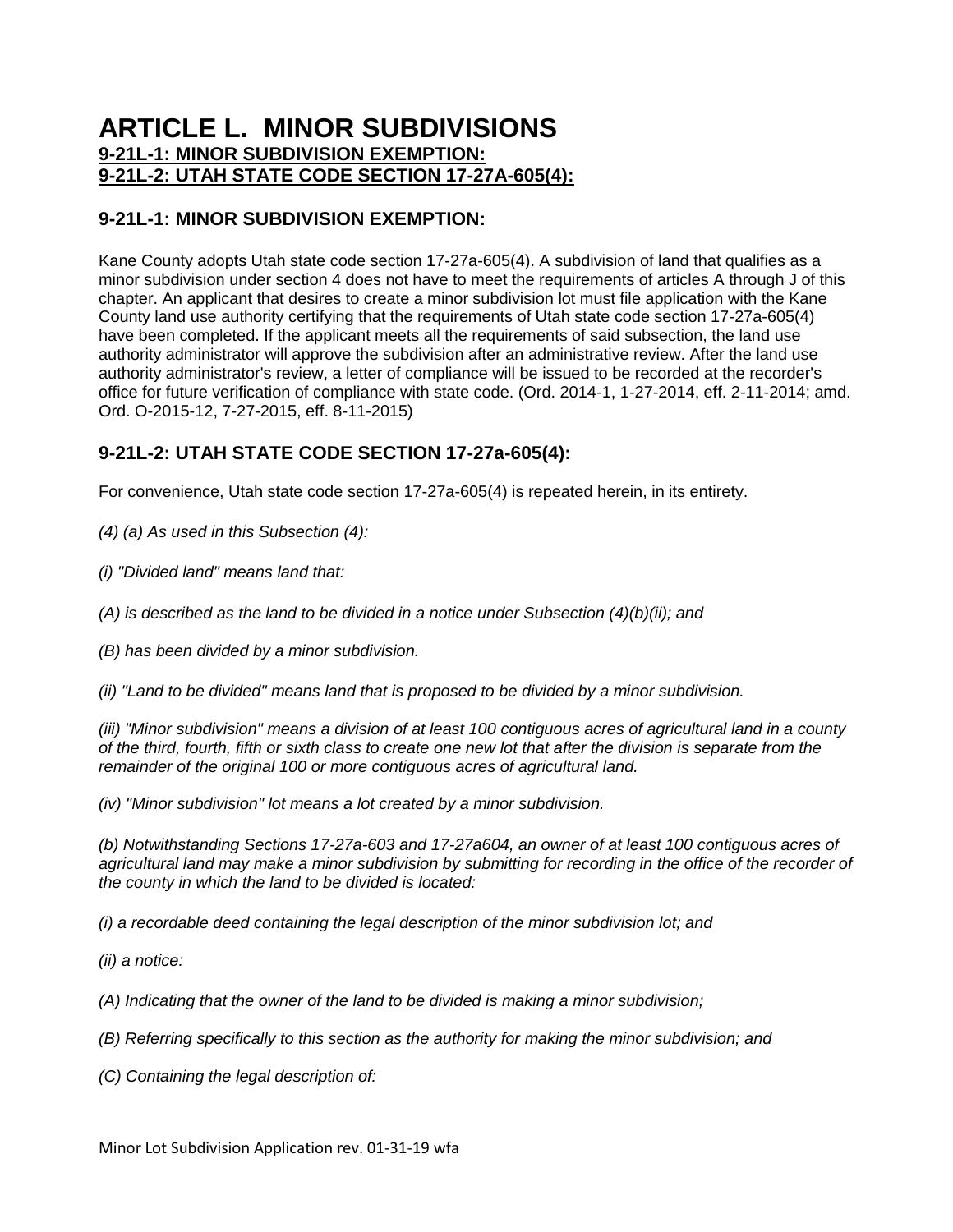# ARTICLE L. MINOR SUBDIVISIONS

**9-21L-1: MINOR SUBDIVISION EXEMPTION:**
**9-21L-2: UTAH STATE CODE SECTION 17-27A-605(4):**

## 9-21L-1: MINOR SUBDIVISION EXEMPTION:

Kane County adopts Utah state code section 17-27a-605(4). A subdivision of land that qualifies as a minor subdivision under section 4 does not have to meet the requirements of articles A through J of this chapter. An applicant that desires to create a minor subdivision lot must file application with the Kane County land use authority certifying that the requirements of Utah state code section 17-27a-605(4) have been completed. If the applicant meets all the requirements of said subsection, the land use authority administrator will approve the subdivision after an administrative review. After the land use authority administrator's review, a letter of compliance will be issued to be recorded at the recorder's office for future verification of compliance with state code. (Ord. 2014-1, 1-27-2014, eff. 2-11-2014; amd. Ord. O-2015-12, 7-27-2015, eff. 8-11-2015)

## 9-21L-2: UTAH STATE CODE SECTION 17-27a-605(4):

For convenience, Utah state code section 17-27a-605(4) is repeated herein, in its entirety.

*(4) (a) As used in this Subsection (4):*

*(i) "Divided land" means land that:*

*(A) is described as the land to be divided in a notice under Subsection (4)(b)(ii); and*

*(B) has been divided by a minor subdivision.*

*(ii) "Land to be divided" means land that is proposed to be divided by a minor subdivision.*

*(iii) "Minor subdivision" means a division of at least 100 contiguous acres of agricultural land in a county of the third, fourth, fifth or sixth class to create one new lot that after the division is separate from the remainder of the original 100 or more contiguous acres of agricultural land.*

*(iv) "Minor subdivision" lot means a lot created by a minor subdivision.*

*(b) Notwithstanding Sections 17-27a-603 and 17-27a604, an owner of at least 100 contiguous acres of agricultural land may make a minor subdivision by submitting for recording in the office of the recorder of the county in which the land to be divided is located:*

*(i) a recordable deed containing the legal description of the minor subdivision lot; and*

*(ii) a notice:*

*(A) Indicating that the owner of the land to be divided is making a minor subdivision;*

*(B) Referring specifically to this section as the authority for making the minor subdivision; and*

*(C) Containing the legal description of:*

Minor Lot Subdivision Application rev. 01-31-19 wfa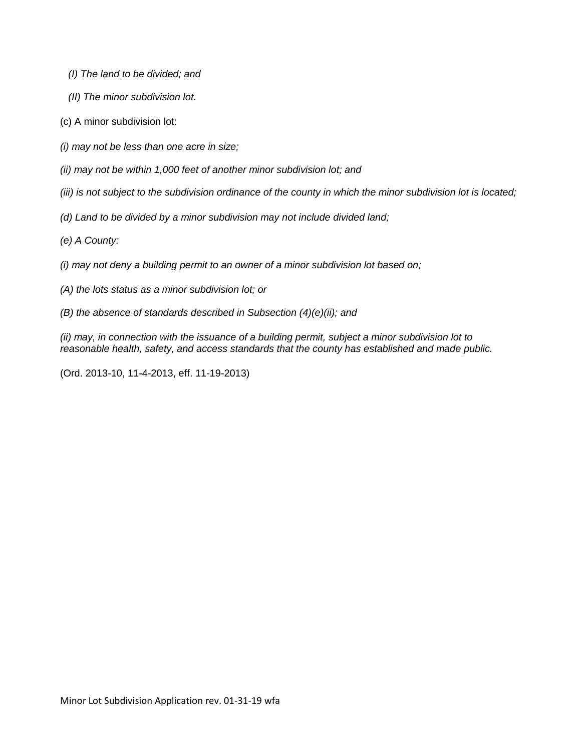*(I) The land to be divided; and*

*(II) The minor subdivision lot.*

(c) A minor subdivision lot:

*(i) may not be less than one acre in size;*

*(ii) may not be within 1,000 feet of another minor subdivision lot; and*

*(iii) is not subject to the subdivision ordinance of the county in which the minor subdivision lot is located;*

*(d) Land to be divided by a minor subdivision may not include divided land;*

*(e) A County:*

*(i) may not deny a building permit to an owner of a minor subdivision lot based on;*

*(A) the lots status as a minor subdivision lot; or*

*(B) the absence of standards described in Subsection (4)(e)(ii); and*

*(ii) may, in connection with the issuance of a building permit, subject a minor subdivision lot to reasonable health, safety, and access standards that the county has established and made public.*

(Ord. 2013-10, 11-4-2013, eff. 11-19-2013)